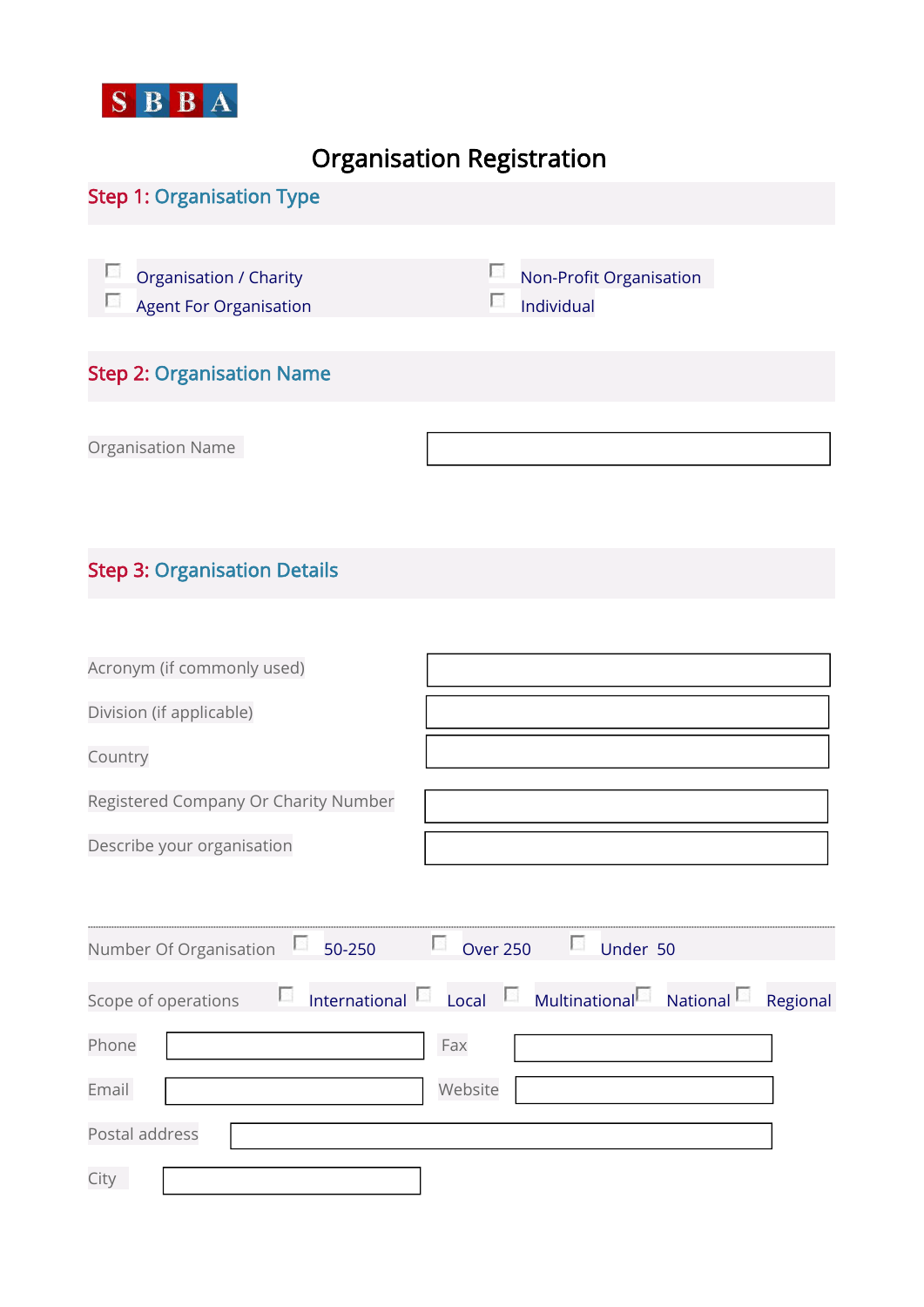SBBA

# Organisation Registration

## Step 1: Organisation Type

- ☐ Organisation / Charity
- ☐ Non-Profit Organisation
- ☐ Agent For Organisation
- ☐ Individual

## Step 2: Organisation Name

Organisation Name: ____________________

## Step 3: Organisation Details

Acronym (if commonly used): ____________________

Division (if applicable): ____________________

Country: ____________________

Registered Company Or Charity Number: ____________________

Describe your organisation: ____________________

Number Of Organisation: ☐ 50-250 ☐ Over 250 ☐ Under 50

Scope of operations: ☐ International ☐ Local ☐ Multinational ☐ National ☐ Regional

Phone: ____________________ Fax: ____________________

Email: ____________________ Website: ____________________

Postal address: ____________________

City: ____________________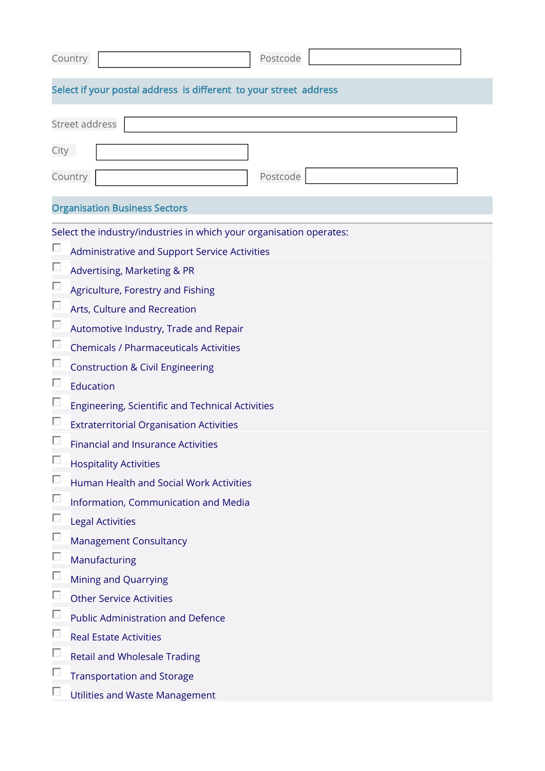Country ______________ Postcode ______________

## Select if your postal address is different to your street address

Street address ______________________________

City ______________

Country ______________ Postcode ______________

## Organisation Business Sectors

Select the industry/industries in which your organisation operates:

- [ ] Administrative and Support Service Activities
- [ ] Advertising, Marketing & PR
- [ ] Agriculture, Forestry and Fishing
- [ ] Arts, Culture and Recreation
- [ ] Automotive Industry, Trade and Repair
- [ ] Chemicals / Pharmaceuticals Activities
- [ ] Construction & Civil Engineering
- [ ] Education
- [ ] Engineering, Scientific and Technical Activities
- [ ] Extraterritorial Organisation Activities
- [ ] Financial and Insurance Activities
- [ ] Hospitality Activities
- [ ] Human Health and Social Work Activities
- [ ] Information, Communication and Media
- [ ] Legal Activities
- [ ] Management Consultancy
- [ ] Manufacturing
- [ ] Mining and Quarrying
- [ ] Other Service Activities
- [ ] Public Administration and Defence
- [ ] Real Estate Activities
- [ ] Retail and Wholesale Trading
- [ ] Transportation and Storage
- [ ] Utilities and Waste Management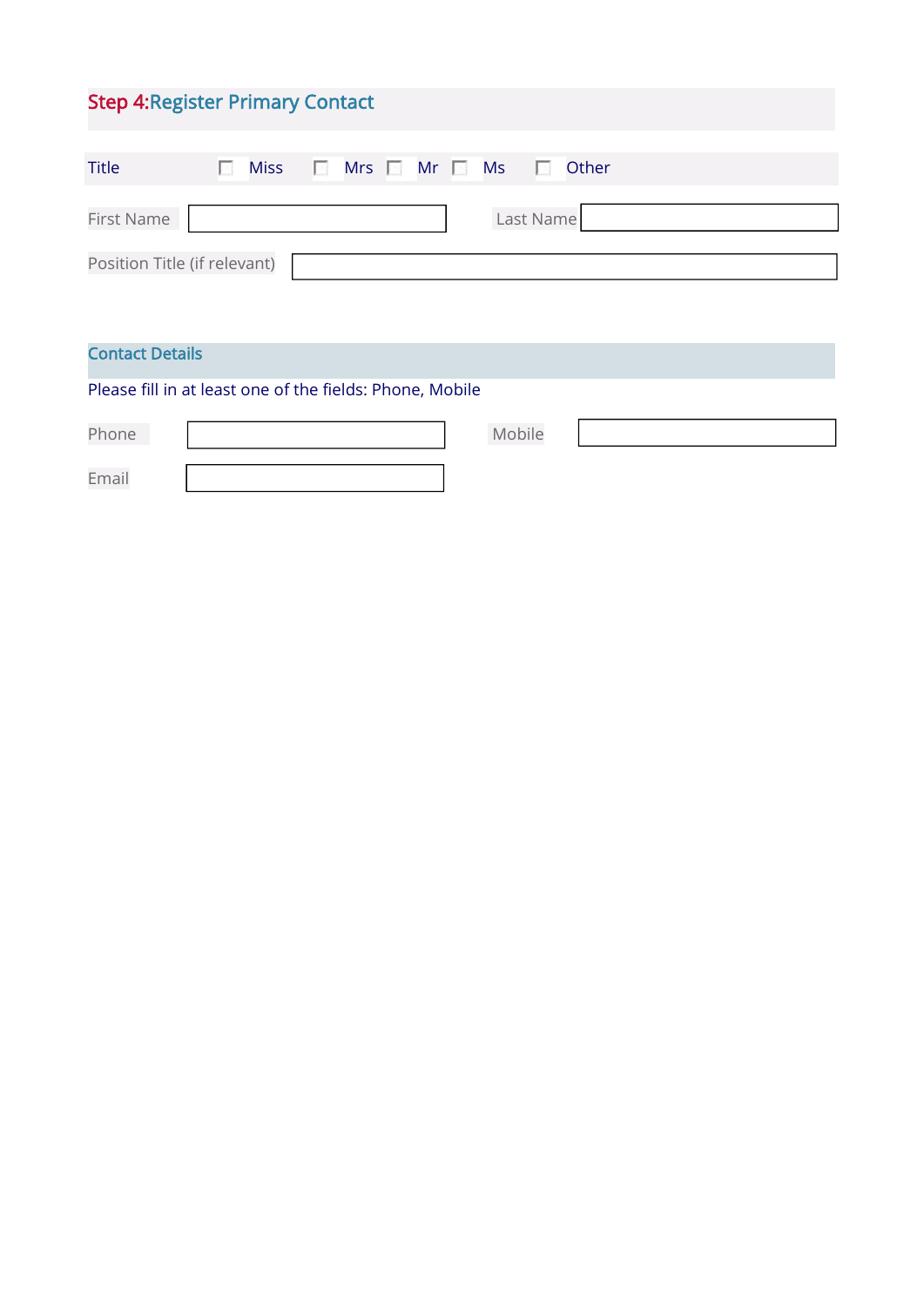## Step 4: Register Primary Contact

Title ☐ Miss ☐ Mrs ☐ Mr ☐ Ms ☐ Other

First Name ________________ Last Name ________________

Position Title (if relevant) ________________________________

### Contact Details

Please fill in at least one of the fields: Phone, Mobile

Phone ________________ Mobile ________________

Email ________________